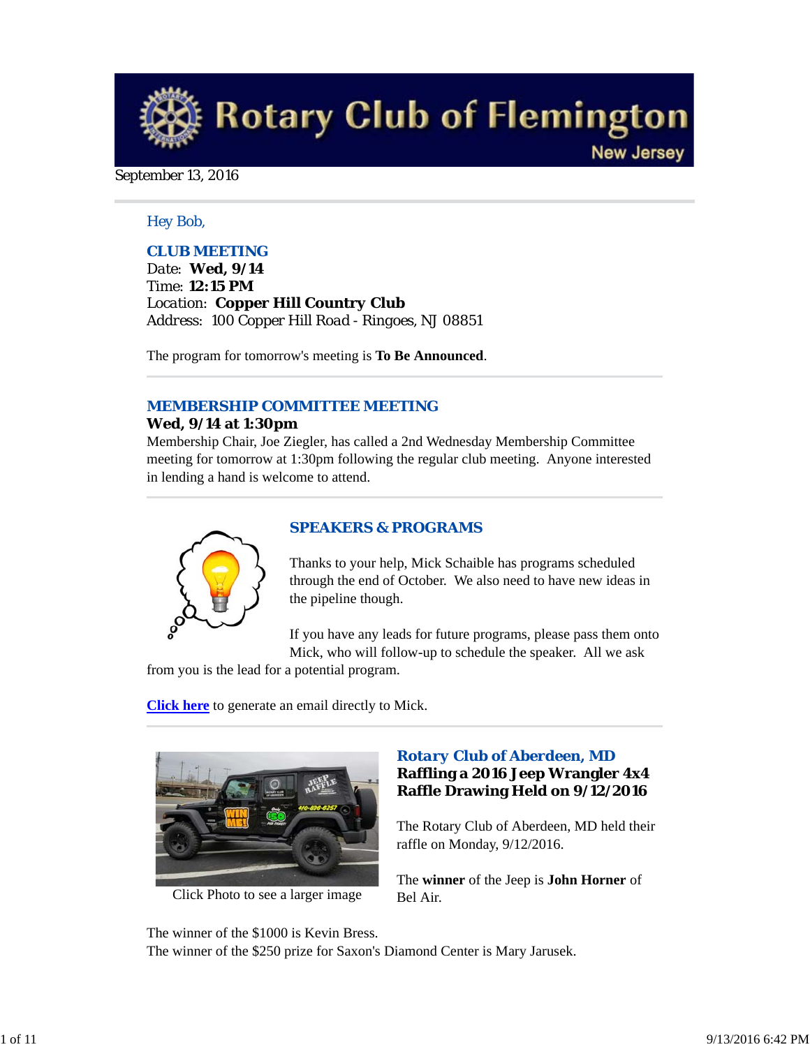# Rotary Club of Flemington
New Jersey

September 13, 2016

Hey Bob,

## CLUB MEETING

Date: **Wed, 9/14**
Time: **12:15 PM**
Location: **Copper Hill Country Club**
Address: 100 Copper Hill Road - Ringoes, NJ 08851

The program for tomorrow's meeting is **To Be Announced**.

---

## MEMBERSHIP COMMITTEE MEETING

**Wed, 9/14 at 1:30pm**

Membership Chair, Joe Ziegler, has called a 2nd Wednesday Membership Committee meeting for tomorrow at 1:30pm following the regular club meeting. Anyone interested in lending a hand is welcome to attend.

---

## SPEAKERS & PROGRAMS

Thanks to your help, Mick Schaible has programs scheduled through the end of October. We also need to have new ideas in the pipeline though.

If you have any leads for future programs, please pass them onto Mick, who will follow-up to schedule the speaker. All we ask from you is the lead for a potential program.

**Click here** to generate an email directly to Mick.

---

## Rotary Club of Aberdeen, MD

### Raffling a 2016 Jeep Wrangler 4x4
### Raffle Drawing Held on 9/12/2016

Click Photo to see a larger image

The Rotary Club of Aberdeen, MD held their raffle on Monday, 9/12/2016.

The **winner** of the Jeep is **John Horner** of Bel Air.

The winner of the $1000 is Kevin Bress.
The winner of the $250 prize for Saxon's Diamond Center is Mary Jarusek.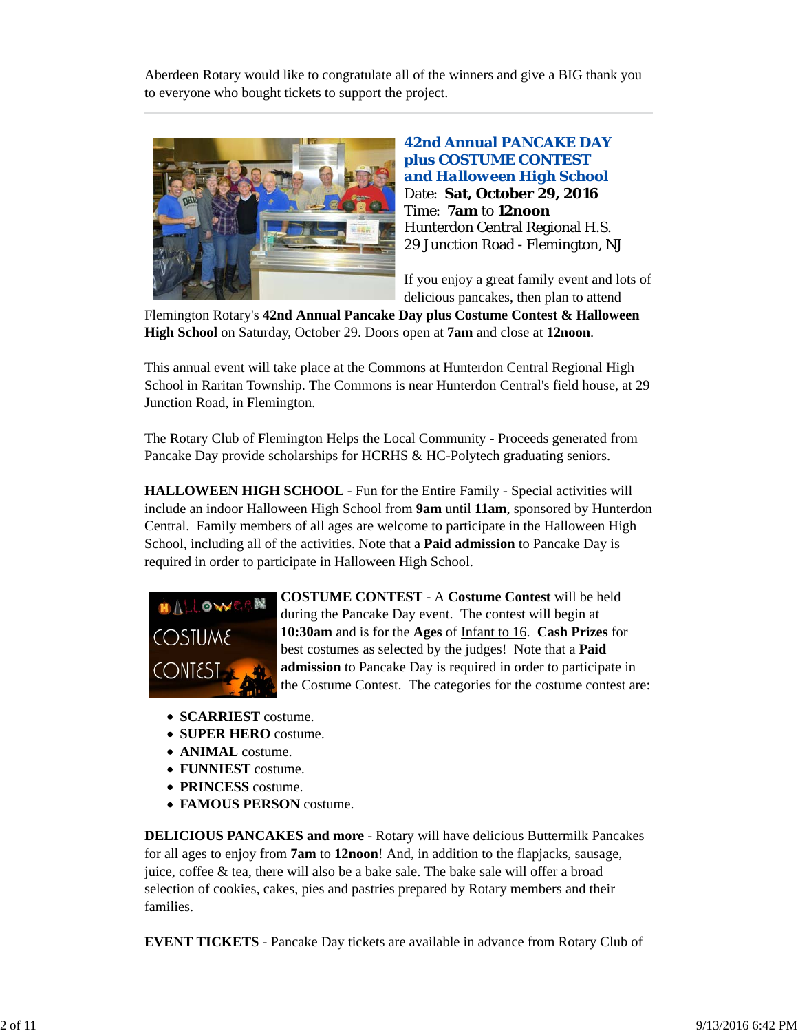Aberdeen Rotary would like to congratulate all of the winners and give a BIG thank you to everyone who bought tickets to support the project.

---

## 42nd Annual PANCAKE DAY plus COSTUME CONTEST and Halloween High School

Date: **Sat, October 29, 2016**
Time: **7am** to **12noon**
Hunterdon Central Regional H.S.
29 Junction Road - Flemington, NJ

If you enjoy a great family event and lots of delicious pancakes, then plan to attend Flemington Rotary's **42nd Annual Pancake Day plus Costume Contest & Halloween High School** on Saturday, October 29. Doors open at **7am** and close at **12noon**.

This annual event will take place at the Commons at Hunterdon Central Regional High School in Raritan Township. The Commons is near Hunterdon Central's field house, at 29 Junction Road, in Flemington.

The Rotary Club of Flemington Helps the Local Community - Proceeds generated from Pancake Day provide scholarships for HCRHS & HC-Polytech graduating seniors.

**HALLOWEEN HIGH SCHOOL** - Fun for the Entire Family - Special activities will include an indoor Halloween High School from **9am** until **11am**, sponsored by Hunterdon Central. Family members of all ages are welcome to participate in the Halloween High School, including all of the activities. Note that a **Paid admission** to Pancake Day is required in order to participate in Halloween High School.

**COSTUME CONTEST** - A **Costume Contest** will be held during the Pancake Day event. The contest will begin at **10:30am** and is for the **Ages** of Infant to 16. **Cash Prizes** for best costumes as selected by the judges! Note that a **Paid admission** to Pancake Day is required in order to participate in the Costume Contest. The categories for the costume contest are:

- **SCARRIEST** costume.
- **SUPER HERO** costume.
- **ANIMAL** costume.
- **FUNNIEST** costume.
- **PRINCESS** costume.
- **FAMOUS PERSON** costume.

**DELICIOUS PANCAKES and more** - Rotary will have delicious Buttermilk Pancakes for all ages to enjoy from **7am** to **12noon**! And, in addition to the flapjacks, sausage, juice, coffee & tea, there will also be a bake sale. The bake sale will offer a broad selection of cookies, cakes, pies and pastries prepared by Rotary members and their families.

**EVENT TICKETS** - Pancake Day tickets are available in advance from Rotary Club of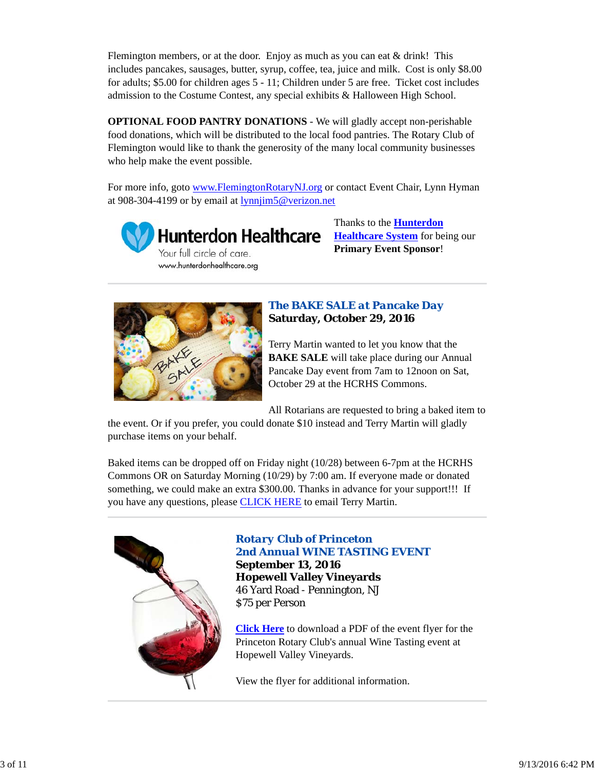Flemington members, or at the door. Enjoy as much as you can eat & drink! This includes pancakes, sausages, butter, syrup, coffee, tea, juice and milk. Cost is only $8.00 for adults; $5.00 for children ages 5 - 11; Children under 5 are free. Ticket cost includes admission to the Costume Contest, any special exhibits & Halloween High School.

**OPTIONAL FOOD PANTRY DONATIONS** - We will gladly accept non-perishable food donations, which will be distributed to the local food pantries. The Rotary Club of Flemington would like to thank the generosity of the many local community businesses who help make the event possible.

For more info, goto www.FlemingtonRotaryNJ.org or contact Event Chair, Lynn Hyman at 908-304-4199 or by email at lynnjim5@verizon.net

Hunterdon Healthcare
Your full circle of care.
www.hunterdonhealthcare.org

Thanks to the **Hunterdon Healthcare System** for being our **Primary Event Sponsor**!

---

### *The BAKE SALE at Pancake Day*
**Saturday, October 29, 2016**

Terry Martin wanted to let you know that the **BAKE SALE** will take place during our Annual Pancake Day event from 7am to 12noon on Sat, October 29 at the HCRHS Commons.

All Rotarians are requested to bring a baked item to the event. Or if you prefer, you could donate $10 instead and Terry Martin will gladly purchase items on your behalf.

Baked items can be dropped off on Friday night (10/28) between 6-7pm at the HCRHS Commons OR on Saturday Morning (10/29) by 7:00 am. If everyone made or donated something, we could make an extra $300.00. Thanks in advance for your support!!! If you have any questions, please CLICK HERE to email Terry Martin.

---

### Rotary Club of Princeton
### 2nd Annual WINE TASTING EVENT
**September 13, 2016**
**Hopewell Valley Vineyards**
46 Yard Road - Pennington, NJ
$75 per Person

**Click Here** to download a PDF of the event flyer for the Princeton Rotary Club's annual Wine Tasting event at Hopewell Valley Vineyards.

View the flyer for additional information.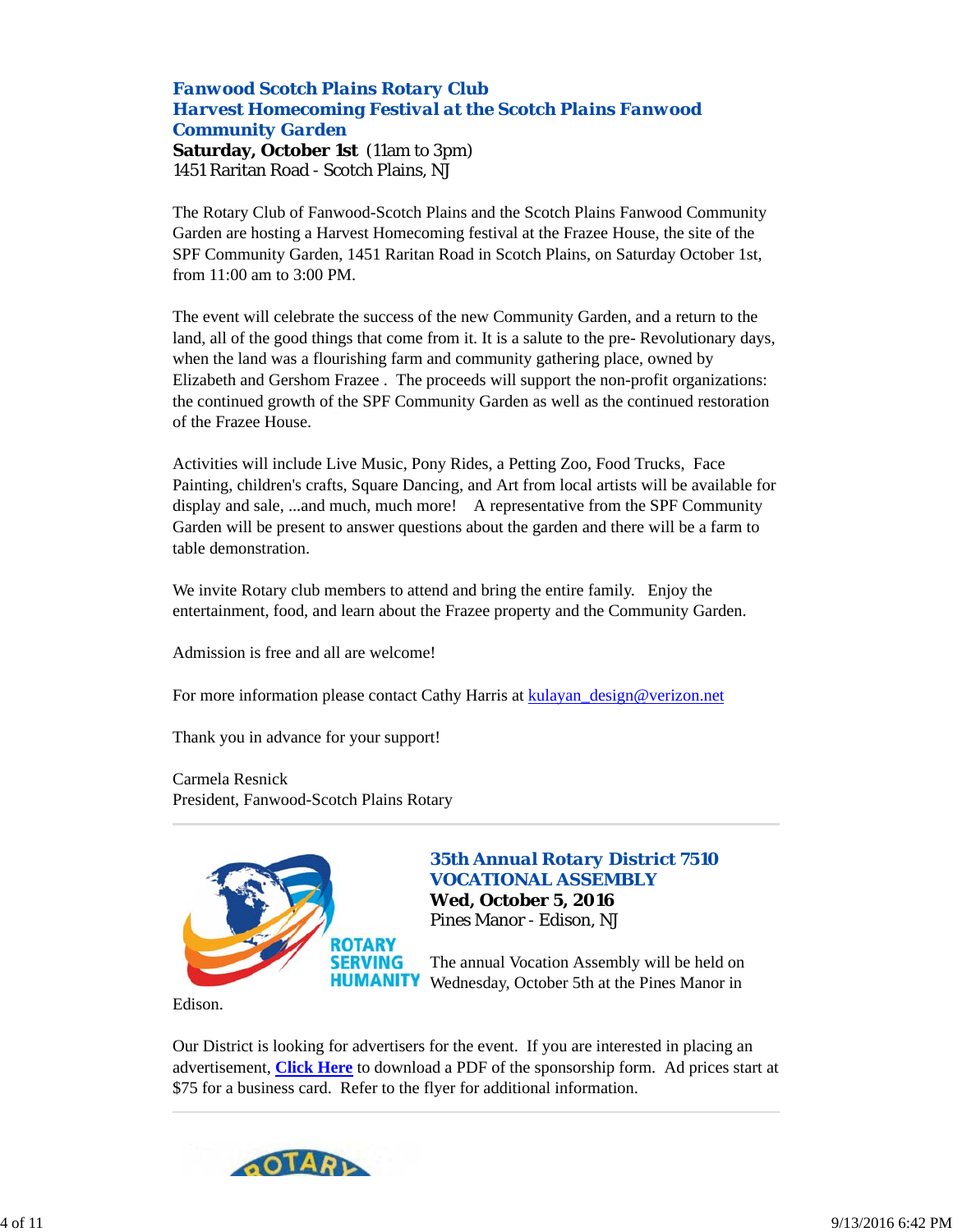### Fanwood Scotch Plains Rotary Club
### Harvest Homecoming Festival at the Scotch Plains Fanwood Community Garden

**Saturday, October 1st** (11am to 3pm)
1451 Raritan Road - Scotch Plains, NJ

The Rotary Club of Fanwood-Scotch Plains and the Scotch Plains Fanwood Community Garden are hosting a Harvest Homecoming festival at the Frazee House, the site of the SPF Community Garden, 1451 Raritan Road in Scotch Plains, on Saturday October 1st, from 11:00 am to 3:00 PM.

The event will celebrate the success of the new Community Garden, and a return to the land, all of the good things that come from it. It is a salute to the pre- Revolutionary days, when the land was a flourishing farm and community gathering place, owned by Elizabeth and Gershom Frazee . The proceeds will support the non-profit organizations: the continued growth of the SPF Community Garden as well as the continued restoration of the Frazee House.

Activities will include Live Music, Pony Rides, a Petting Zoo, Food Trucks, Face Painting, children's crafts, Square Dancing, and Art from local artists will be available for display and sale, ...and much, much more! A representative from the SPF Community Garden will be present to answer questions about the garden and there will be a farm to table demonstration.

We invite Rotary club members to attend and bring the entire family. Enjoy the entertainment, food, and learn about the Frazee property and the Community Garden.

Admission is free and all are welcome!

For more information please contact Cathy Harris at kulayan_design@verizon.net

Thank you in advance for your support!

Carmela Resnick
President, Fanwood-Scotch Plains Rotary

---

### 35th Annual Rotary District 7510 VOCATIONAL ASSEMBLY

**Wed, October 5, 2016**
Pines Manor - Edison, NJ

The annual Vocation Assembly will be held on Wednesday, October 5th at the Pines Manor in Edison.

Our District is looking for advertisers for the event. If you are interested in placing an advertisement, **Click Here** to download a PDF of the sponsorship form. Ad prices start at $75 for a business card. Refer to the flyer for additional information.

---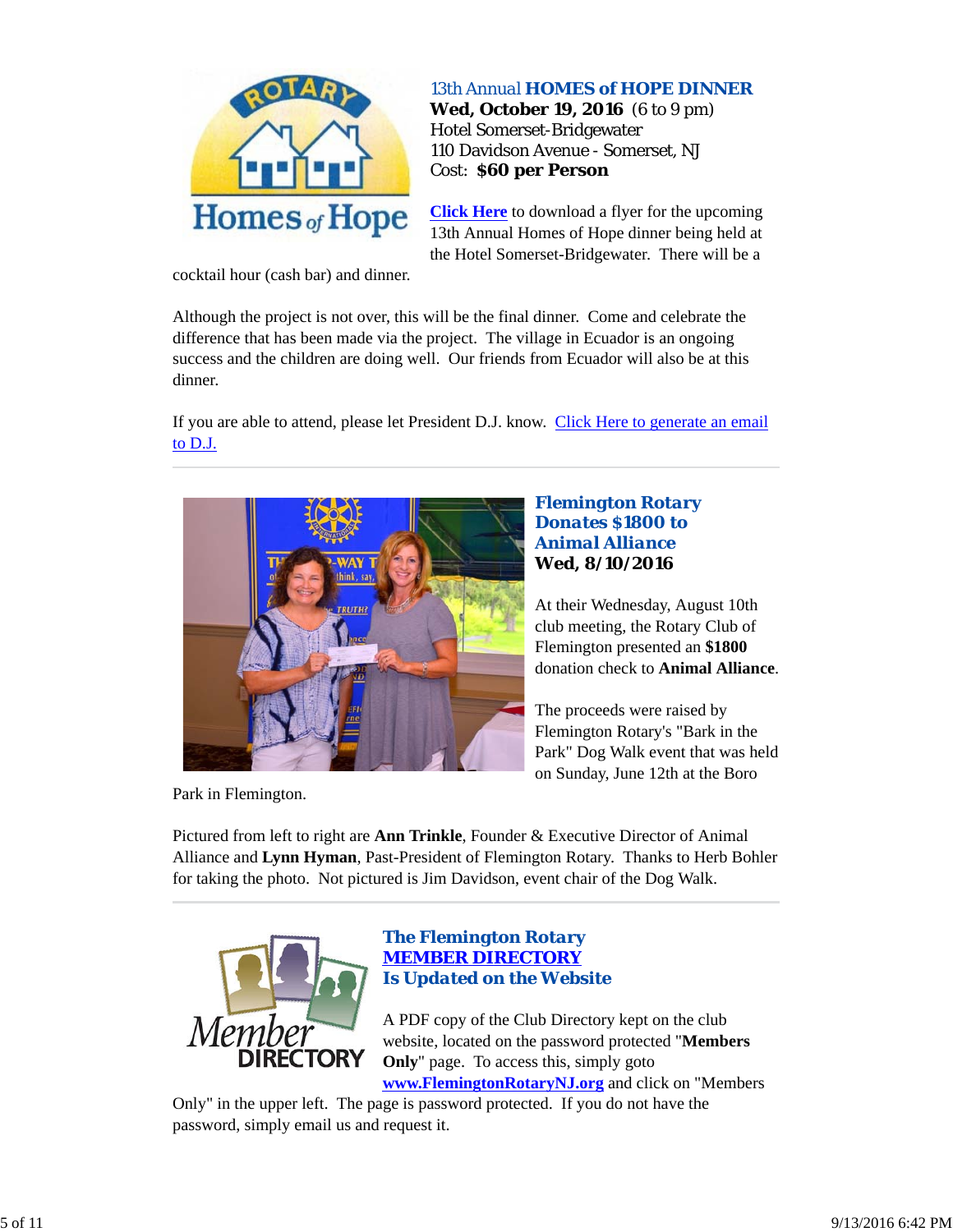### 13th Annual **HOMES of HOPE DINNER**

**Wed, October 19, 2016** (6 to 9 pm)
Hotel Somerset-Bridgewater
110 Davidson Avenue - Somerset, NJ
Cost: **$60 per Person**

**Click Here** to download a flyer for the upcoming 13th Annual Homes of Hope dinner being held at the Hotel Somerset-Bridgewater. There will be a cocktail hour (cash bar) and dinner.

Although the project is not over, this will be the final dinner. Come and celebrate the difference that has been made via the project. The village in Ecuador is an ongoing success and the children are doing well. Our friends from Ecuador will also be at this dinner.

If you are able to attend, please let President D.J. know. Click Here to generate an email to D.J.

---

### Flemington Rotary Donates $1800 to Animal Alliance

**Wed, 8/10/2016**

At their Wednesday, August 10th club meeting, the Rotary Club of Flemington presented an **$1800** donation check to **Animal Alliance**.

The proceeds were raised by Flemington Rotary's "Bark in the Park" Dog Walk event that was held on Sunday, June 12th at the Boro Park in Flemington.

Pictured from left to right are **Ann Trinkle**, Founder & Executive Director of Animal Alliance and **Lynn Hyman**, Past-President of Flemington Rotary. Thanks to Herb Bohler for taking the photo. Not pictured is Jim Davidson, event chair of the Dog Walk.

---

### The Flemington Rotary MEMBER DIRECTORY Is Updated on the Website

A PDF copy of the Club Directory kept on the club website, located on the password protected "**Members Only**" page. To access this, simply goto **www.FlemingtonRotaryNJ.org** and click on "Members Only" in the upper left. The page is password protected. If you do not have the password, simply email us and request it.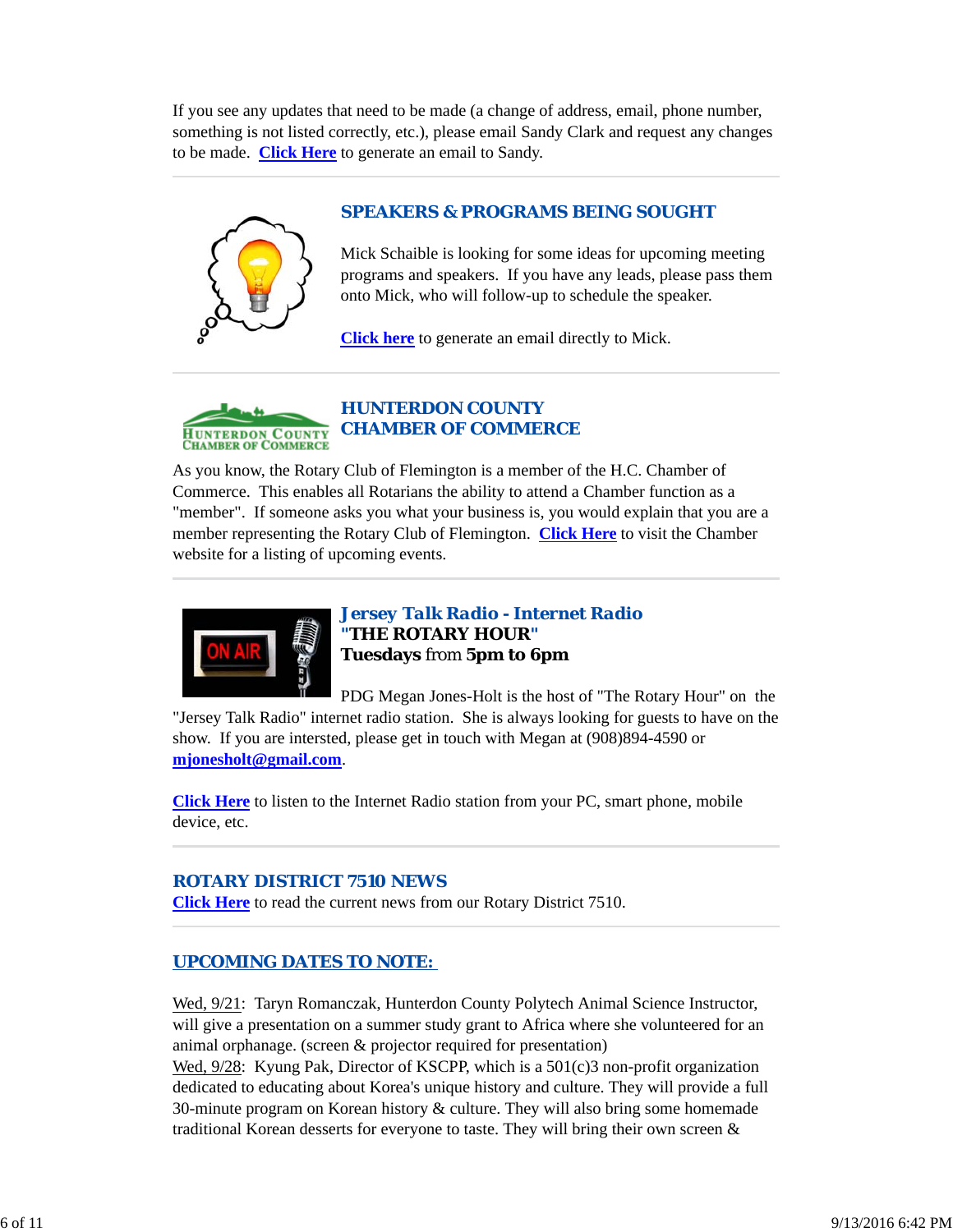If you see any updates that need to be made (a change of address, email, phone number, something is not listed correctly, etc.), please email Sandy Clark and request any changes to be made. **Click Here** to generate an email to Sandy.

---

## SPEAKERS & PROGRAMS BEING SOUGHT

Mick Schaible is looking for some ideas for upcoming meeting programs and speakers. If you have any leads, please pass them onto Mick, who will follow-up to schedule the speaker.

**Click here** to generate an email directly to Mick.

---

## HUNTERDON COUNTY CHAMBER OF COMMERCE

As you know, the Rotary Club of Flemington is a member of the H.C. Chamber of Commerce. This enables all Rotarians the ability to attend a Chamber function as a "member". If someone asks you what your business is, you would explain that you are a member representing the Rotary Club of Flemington. **Click Here** to visit the Chamber website for a listing of upcoming events.

---

## Jersey Talk Radio - Internet Radio

**"THE ROTARY HOUR"**

**Tuesdays from 5pm to 6pm**

PDG Megan Jones-Holt is the host of "The Rotary Hour" on the "Jersey Talk Radio" internet radio station. She is always looking for guests to have on the show. If you are intersted, please get in touch with Megan at (908)894-4590 or **mjonesholt@gmail.com**.

**Click Here** to listen to the Internet Radio station from your PC, smart phone, mobile device, etc.

---

## ROTARY DISTRICT 7510 NEWS

**Click Here** to read the current news from our Rotary District 7510.

---

## UPCOMING DATES TO NOTE:

Wed, 9/21: Taryn Romanczak, Hunterdon County Polytech Animal Science Instructor, will give a presentation on a summer study grant to Africa where she volunteered for an animal orphanage. (screen & projector required for presentation)

Wed, 9/28: Kyung Pak, Director of KSCPP, which is a 501(c)3 non-profit organization dedicated to educating about Korea's unique history and culture. They will provide a full 30-minute program on Korean history & culture. They will also bring some homemade traditional Korean desserts for everyone to taste. They will bring their own screen &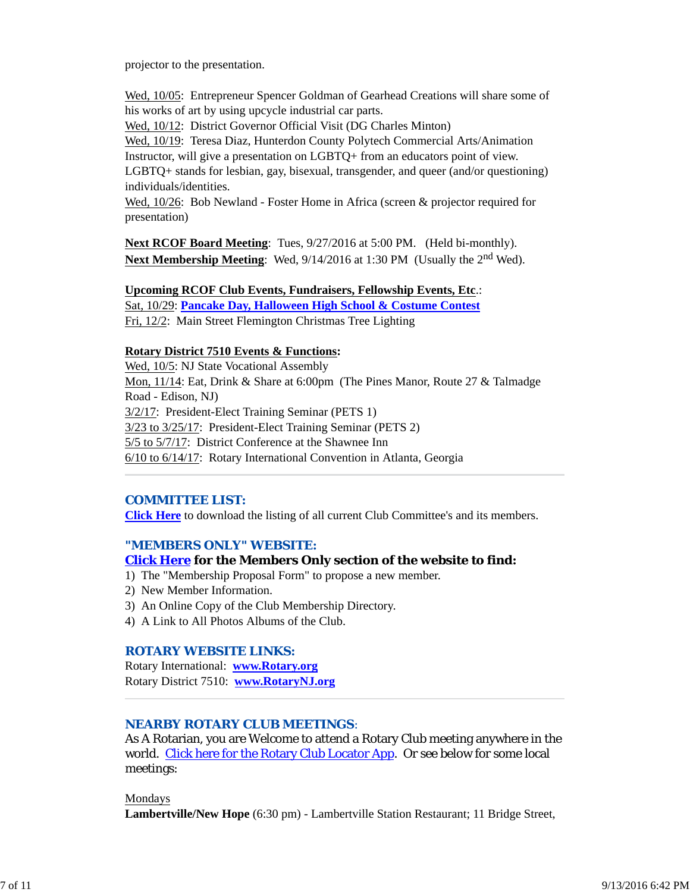projector to the presentation.

Wed, 10/05: Entrepreneur Spencer Goldman of Gearhead Creations will share some of his works of art by using upcycle industrial car parts.
Wed, 10/12: District Governor Official Visit (DG Charles Minton)
Wed, 10/19: Teresa Diaz, Hunterdon County Polytech Commercial Arts/Animation Instructor, will give a presentation on LGBTQ+ from an educators point of view. LGBTQ+ stands for lesbian, gay, bisexual, transgender, and queer (and/or questioning) individuals/identities.
Wed, 10/26: Bob Newland - Foster Home in Africa (screen & projector required for presentation)

**Next RCOF Board Meeting**: Tues, 9/27/2016 at 5:00 PM. (Held bi-monthly).
**Next Membership Meeting**: Wed, 9/14/2016 at 1:30 PM (Usually the 2nd Wed).

**Upcoming RCOF Club Events, Fundraisers, Fellowship Events, Etc.**:
Sat, 10/29: **Pancake Day, Halloween High School & Costume Contest**
Fri, 12/2: Main Street Flemington Christmas Tree Lighting

**Rotary District 7510 Events & Functions:**
Wed, 10/5: NJ State Vocational Assembly
Mon, 11/14: Eat, Drink & Share at 6:00pm (The Pines Manor, Route 27 & Talmadge Road - Edison, NJ)
3/2/17: President-Elect Training Seminar (PETS 1)
3/23 to 3/25/17: President-Elect Training Seminar (PETS 2)
5/5 to 5/7/17: District Conference at the Shawnee Inn
6/10 to 6/14/17: Rotary International Convention in Atlanta, Georgia

---

## COMMITTEE LIST:

**Click Here** to download the listing of all current Club Committee's and its members.

## "MEMBERS ONLY" WEBSITE:

**Click Here for the Members Only section of the website to find:**

1) The "Membership Proposal Form" to propose a new member.
2) New Member Information.
3) An Online Copy of the Club Membership Directory.
4) A Link to All Photos Albums of the Club.

## ROTARY WEBSITE LINKS:

Rotary International: **www.Rotary.org**
Rotary District 7510: **www.RotaryNJ.org**

---

## NEARBY ROTARY CLUB MEETINGS:

As A Rotarian, you are Welcome to attend a Rotary Club meeting anywhere in the world. Click here for the Rotary Club Locator App. Or see below for some local meetings:

Mondays
**Lambertville/New Hope** (6:30 pm) - Lambertville Station Restaurant; 11 Bridge Street,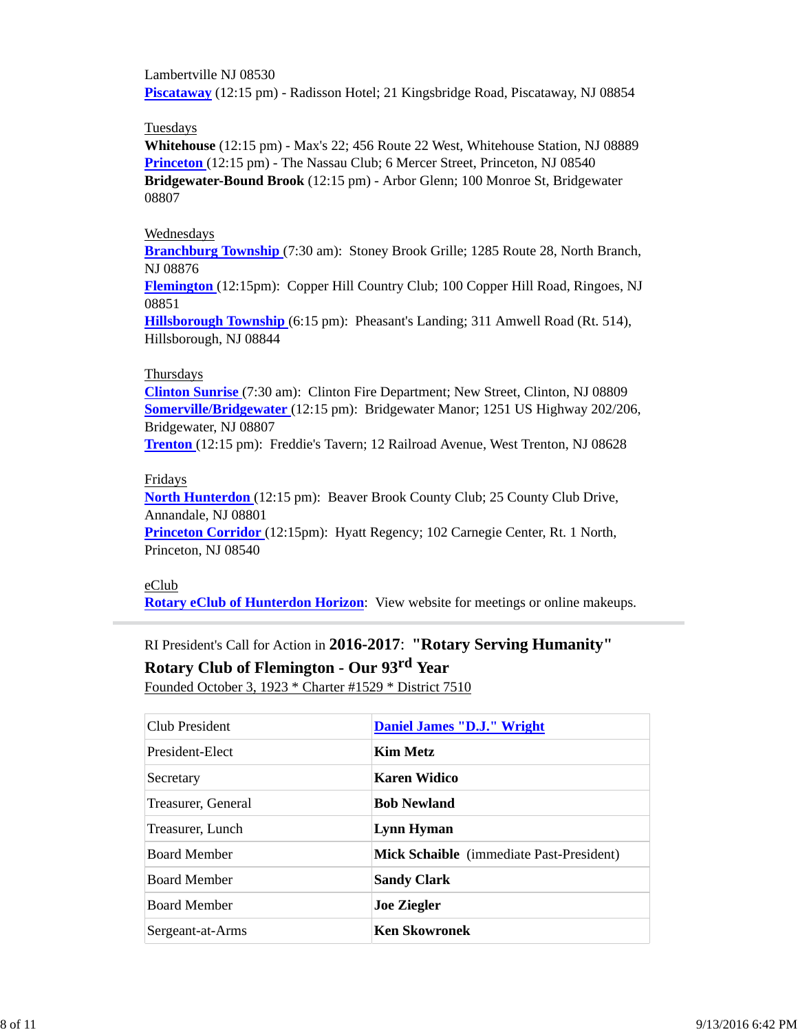Lambertville NJ 08530
**Piscataway** (12:15 pm) - Radisson Hotel; 21 Kingsbridge Road, Piscataway, NJ 08854

Tuesdays
**Whitehouse** (12:15 pm) - Max's 22; 456 Route 22 West, Whitehouse Station, NJ 08889
**Princeton** (12:15 pm) - The Nassau Club; 6 Mercer Street, Princeton, NJ 08540
**Bridgewater-Bound Brook** (12:15 pm) - Arbor Glenn; 100 Monroe St, Bridgewater 08807

Wednesdays
**Branchburg Township** (7:30 am): Stoney Brook Grille; 1285 Route 28, North Branch, NJ 08876
**Flemington** (12:15pm): Copper Hill Country Club; 100 Copper Hill Road, Ringoes, NJ 08851
**Hillsborough Township** (6:15 pm): Pheasant's Landing; 311 Amwell Road (Rt. 514), Hillsborough, NJ 08844

Thursdays
**Clinton Sunrise** (7:30 am): Clinton Fire Department; New Street, Clinton, NJ 08809
**Somerville/Bridgewater** (12:15 pm): Bridgewater Manor; 1251 US Highway 202/206, Bridgewater, NJ 08807
**Trenton** (12:15 pm): Freddie's Tavern; 12 Railroad Avenue, West Trenton, NJ 08628

Fridays
**North Hunterdon** (12:15 pm): Beaver Brook County Club; 25 County Club Drive, Annandale, NJ 08801
**Princeton Corridor** (12:15pm): Hyatt Regency; 102 Carnegie Center, Rt. 1 North, Princeton, NJ 08540

eClub
**Rotary eClub of Hunterdon Horizon**: View website for meetings or online makeups.

---

RI President's Call for Action in **2016-2017**: **"Rotary Serving Humanity"**
**Rotary Club of Flemington - Our 93rd Year**
Founded October 3, 1923 * Charter #1529 * District 7510

| Club President | **Daniel James "D.J." Wright** |
|---|---|
| President-Elect | **Kim Metz** |
| Secretary | **Karen Widico** |
| Treasurer, General | **Bob Newland** |
| Treasurer, Lunch | **Lynn Hyman** |
| Board Member | **Mick Schaible** (immediate Past-President) |
| Board Member | **Sandy Clark** |
| Board Member | **Joe Ziegler** |
| Sergeant-at-Arms | **Ken Skowronek** |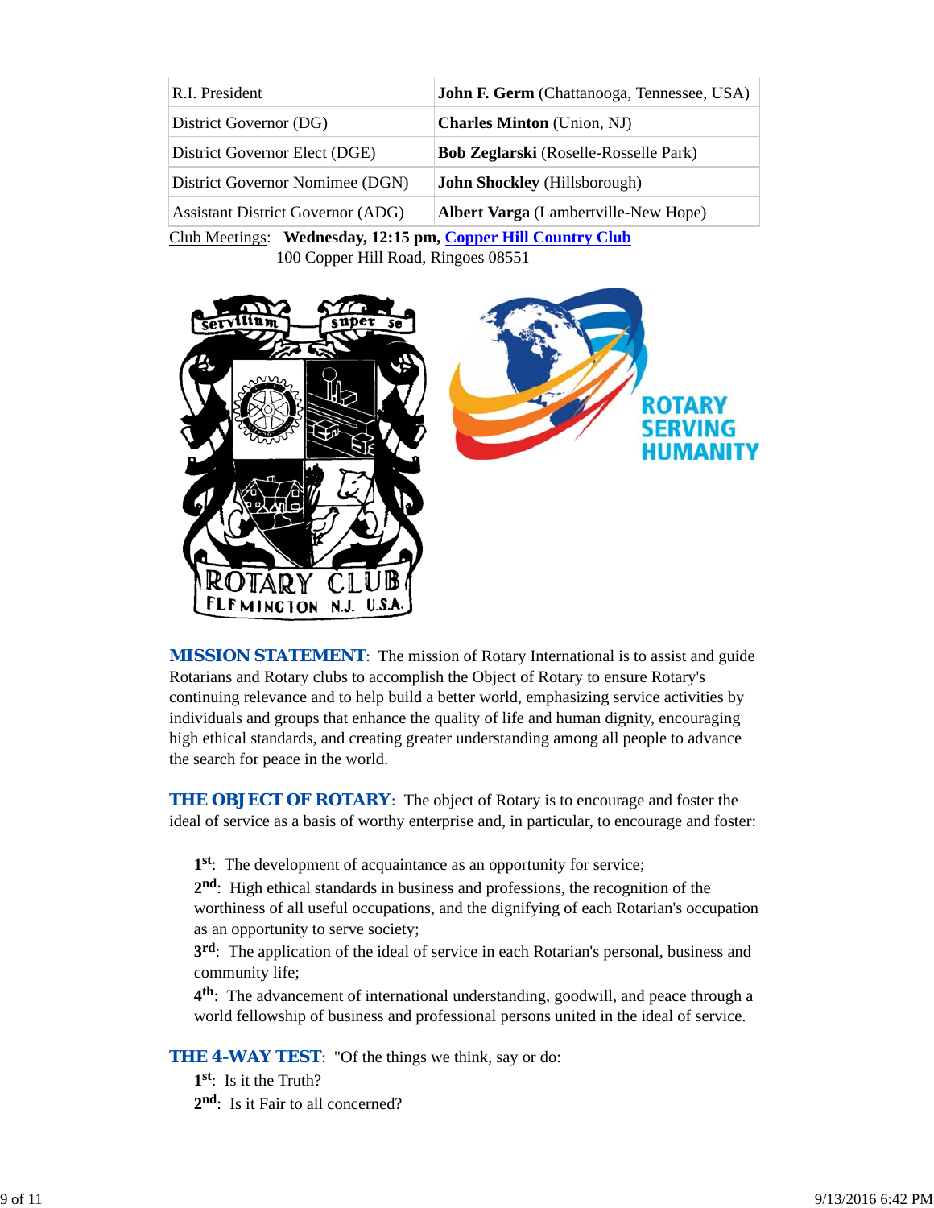| R.I. President | **John F. Germ** (Chattanooga, Tennessee, USA) |
| --- | --- |
| District Governor (DG) | **Charles Minton** (Union, NJ) |
| District Governor Elect (DGE) | **Bob Zeglarski** (Roselle-Rosselle Park) |
| District Governor Nomimee (DGN) | **John Shockley** (Hillsborough) |
| Assistant District Governor (ADG) | **Albert Varga** (Lambertville-New Hope) |

Club Meetings: **Wednesday, 12:15 pm, Copper Hill Country Club**
100 Copper Hill Road, Ringoes 08551

**MISSION STATEMENT**: The mission of Rotary International is to assist and guide Rotarians and Rotary clubs to accomplish the Object of Rotary to ensure Rotary's continuing relevance and to help build a better world, emphasizing service activities by individuals and groups that enhance the quality of life and human dignity, encouraging high ethical standards, and creating greater understanding among all people to advance the search for peace in the world.

**THE OBJECT OF ROTARY**: The object of Rotary is to encourage and foster the ideal of service as a basis of worthy enterprise and, in particular, to encourage and foster:

**1st**: The development of acquaintance as an opportunity for service;
**2nd**: High ethical standards in business and professions, the recognition of the worthiness of all useful occupations, and the dignifying of each Rotarian's occupation as an opportunity to serve society;
**3rd**: The application of the ideal of service in each Rotarian's personal, business and community life;
**4th**: The advancement of international understanding, goodwill, and peace through a world fellowship of business and professional persons united in the ideal of service.

**THE 4-WAY TEST**: "Of the things we think, say or do:
**1st**: Is it the Truth?
**2nd**: Is it Fair to all concerned?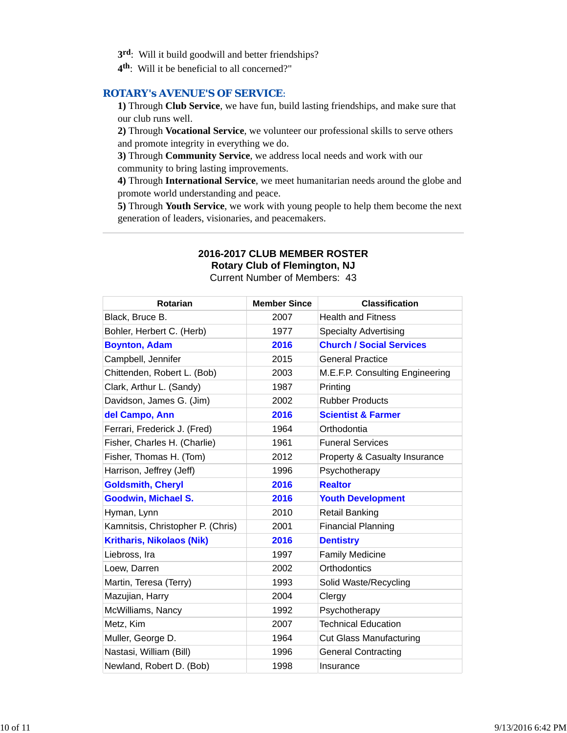3rd: Will it build goodwill and better friendships?

4th: Will it be beneficial to all concerned?"

### ROTARY's AVENUE'S OF SERVICE:

**1)** Through **Club Service**, we have fun, build lasting friendships, and make sure that our club runs well.

**2)** Through **Vocational Service**, we volunteer our professional skills to serve others and promote integrity in everything we do.

**3)** Through **Community Service**, we address local needs and work with our community to bring lasting improvements.

**4)** Through **International Service**, we meet humanitarian needs around the globe and promote world understanding and peace.

**5)** Through **Youth Service**, we work with young people to help them become the next generation of leaders, visionaries, and peacemakers.

---

**2016-2017 CLUB MEMBER ROSTER**

**Rotary Club of Flemington, NJ**

Current Number of Members: 43

| Rotarian | Member Since | Classification |
|---|---|---|
| Black, Bruce B. | 2007 | Health and Fitness |
| Bohler, Herbert C. (Herb) | 1977 | Specialty Advertising |
| **Boynton, Adam** | **2016** | **Church / Social Services** |
| Campbell, Jennifer | 2015 | General Practice |
| Chittenden, Robert L. (Bob) | 2003 | M.E.F.P. Consulting Engineering |
| Clark, Arthur L. (Sandy) | 1987 | Printing |
| Davidson, James G. (Jim) | 2002 | Rubber Products |
| **del Campo, Ann** | **2016** | **Scientist & Farmer** |
| Ferrari, Frederick J. (Fred) | 1964 | Orthodontia |
| Fisher, Charles H. (Charlie) | 1961 | Funeral Services |
| Fisher, Thomas H. (Tom) | 2012 | Property & Casualty Insurance |
| Harrison, Jeffrey (Jeff) | 1996 | Psychotherapy |
| **Goldsmith, Cheryl** | **2016** | **Realtor** |
| **Goodwin, Michael S.** | **2016** | **Youth Development** |
| Hyman, Lynn | 2010 | Retail Banking |
| Kamnitsis, Christopher P. (Chris) | 2001 | Financial Planning |
| **Kritharis, Nikolaos (Nik)** | **2016** | **Dentistry** |
| Liebross, Ira | 1997 | Family Medicine |
| Loew, Darren | 2002 | Orthodontics |
| Martin, Teresa (Terry) | 1993 | Solid Waste/Recycling |
| Mazujian, Harry | 2004 | Clergy |
| McWilliams, Nancy | 1992 | Psychotherapy |
| Metz, Kim | 2007 | Technical Education |
| Muller, George D. | 1964 | Cut Glass Manufacturing |
| Nastasi, William (Bill) | 1996 | General Contracting |
| Newland, Robert D. (Bob) | 1998 | Insurance |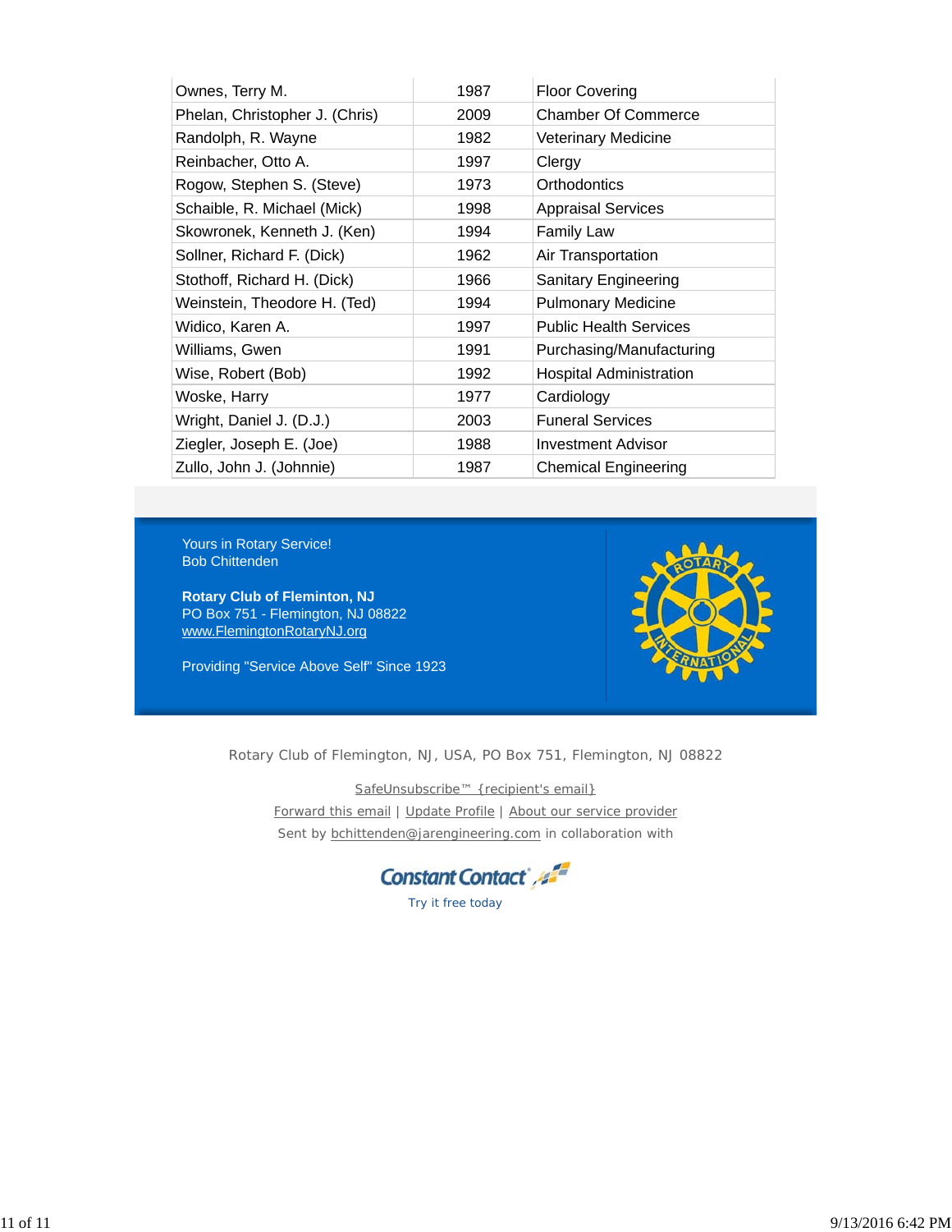| | | |
|---|---|---|
| Ownes, Terry M. | 1987 | Floor Covering |
| Phelan, Christopher J. (Chris) | 2009 | Chamber Of Commerce |
| Randolph, R. Wayne | 1982 | Veterinary Medicine |
| Reinbacher, Otto A. | 1997 | Clergy |
| Rogow, Stephen S. (Steve) | 1973 | Orthodontics |
| Schaible, R. Michael (Mick) | 1998 | Appraisal Services |
| Skowronek, Kenneth J. (Ken) | 1994 | Family Law |
| Sollner, Richard F. (Dick) | 1962 | Air Transportation |
| Stothoff, Richard H. (Dick) | 1966 | Sanitary Engineering |
| Weinstein, Theodore H. (Ted) | 1994 | Pulmonary Medicine |
| Widico, Karen A. | 1997 | Public Health Services |
| Williams, Gwen | 1991 | Purchasing/Manufacturing |
| Wise, Robert (Bob) | 1992 | Hospital Administration |
| Woske, Harry | 1977 | Cardiology |
| Wright, Daniel J. (D.J.) | 2003 | Funeral Services |
| Ziegler, Joseph E. (Joe) | 1988 | Investment Advisor |
| Zullo, John J. (Johnnie) | 1987 | Chemical Engineering |

Yours in Rotary Service!
Bob Chittenden

**Rotary Club of Fleminton, NJ**
PO Box 751 - Flemington, NJ 08822
www.FlemingtonRotaryNJ.org

Providing "Service Above Self" Since 1923

Rotary Club of Flemington, NJ, USA, PO Box 751, Flemington, NJ 08822

SafeUnsubscribe™ {recipient's email}

Forward this email | Update Profile | About our service provider

Sent by bchittenden@jarengineering.com in collaboration with

Constant Contact

Try it free today